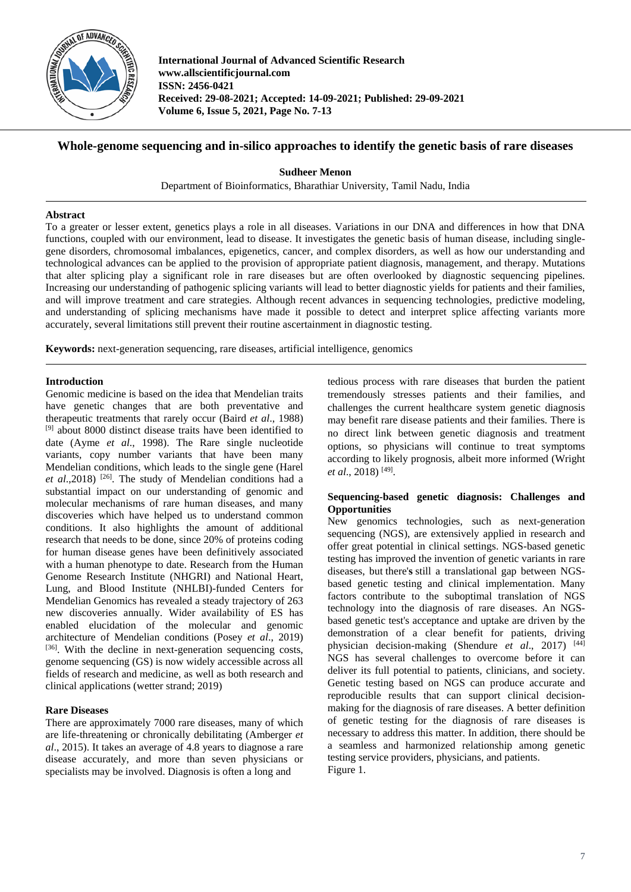International Journal of Advanced Scientific Research
www.allscientificjournal.com
ISSN: 2456-0421
Received: 29-08-2021; Accepted: 14-09-2021; Published: 29-09-2021
Volume 6, Issue 5, 2021, Page No. 7-13

# Whole-genome sequencing and in-silico approaches to identify the genetic basis of rare diseases

**Sudheer Menon**

Department of Bioinformatics, Bharathiar University, Tamil Nadu, India

## Abstract

To a greater or lesser extent, genetics plays a role in all diseases. Variations in our DNA and differences in how that DNA functions, coupled with our environment, lead to disease. It investigates the genetic basis of human disease, including single-gene disorders, chromosomal imbalances, epigenetics, cancer, and complex disorders, as well as how our understanding and technological advances can be applied to the provision of appropriate patient diagnosis, management, and therapy. Mutations that alter splicing play a significant role in rare diseases but are often overlooked by diagnostic sequencing pipelines. Increasing our understanding of pathogenic splicing variants will lead to better diagnostic yields for patients and their families, and will improve treatment and care strategies. Although recent advances in sequencing technologies, predictive modeling, and understanding of splicing mechanisms have made it possible to detect and interpret splice affecting variants more accurately, several limitations still prevent their routine ascertainment in diagnostic testing.

**Keywords:** next-generation sequencing, rare diseases, artificial intelligence, genomics

## Introduction

Genomic medicine is based on the idea that Mendelian traits have genetic changes that are both preventative and therapeutic treatments that rarely occur (Baird *et al*., 1988) [9] about 8000 distinct disease traits have been identified to date (Ayme *et al*., 1998). The Rare single nucleotide variants, copy number variants that have been many Mendelian conditions, which leads to the single gene (Harel *et al*.,2018) [26]. The study of Mendelian conditions had a substantial impact on our understanding of genomic and molecular mechanisms of rare human diseases, and many discoveries which have helped us to understand common conditions. It also highlights the amount of additional research that needs to be done, since 20% of proteins coding for human disease genes have been definitively associated with a human phenotype to date. Research from the Human Genome Research Institute (NHGRI) and National Heart, Lung, and Blood Institute (NHLBI)-funded Centers for Mendelian Genomics has revealed a steady trajectory of 263 new discoveries annually. Wider availability of ES has enabled elucidation of the molecular and genomic architecture of Mendelian conditions (Posey *et al*., 2019) [36]. With the decline in next-generation sequencing costs, genome sequencing (GS) is now widely accessible across all fields of research and medicine, as well as both research and clinical applications (wetter strand; 2019)

## Rare Diseases

There are approximately 7000 rare diseases, many of which are life-threatening or chronically debilitating (Amberger *et al*., 2015). It takes an average of 4.8 years to diagnose a rare disease accurately, and more than seven physicians or specialists may be involved. Diagnosis is often a long and tedious process with rare diseases that burden the patient tremendously stresses patients and their families, and challenges the current healthcare system genetic diagnosis may benefit rare disease patients and their families. There is no direct link between genetic diagnosis and treatment options, so physicians will continue to treat symptoms according to likely prognosis, albeit more informed (Wright *et al*., 2018) [49].

## Sequencing-based genetic diagnosis: Challenges and Opportunities

New genomics technologies, such as next-generation sequencing (NGS), are extensively applied in research and offer great potential in clinical settings. NGS-based genetic testing has improved the invention of genetic variants in rare diseases, but there's still a translational gap between NGS-based genetic testing and clinical implementation. Many factors contribute to the suboptimal translation of NGS technology into the diagnosis of rare diseases. An NGS-based genetic test's acceptance and uptake are driven by the demonstration of a clear benefit for patients, driving physician decision-making (Shendure *et al*., 2017) [44] NGS has several challenges to overcome before it can deliver its full potential to patients, clinicians, and society. Genetic testing based on NGS can produce accurate and reproducible results that can support clinical decision-making for the diagnosis of rare diseases. A better definition of genetic testing for the diagnosis of rare diseases is necessary to address this matter. In addition, there should be a seamless and harmonized relationship among genetic testing service providers, physicians, and patients.

Figure 1.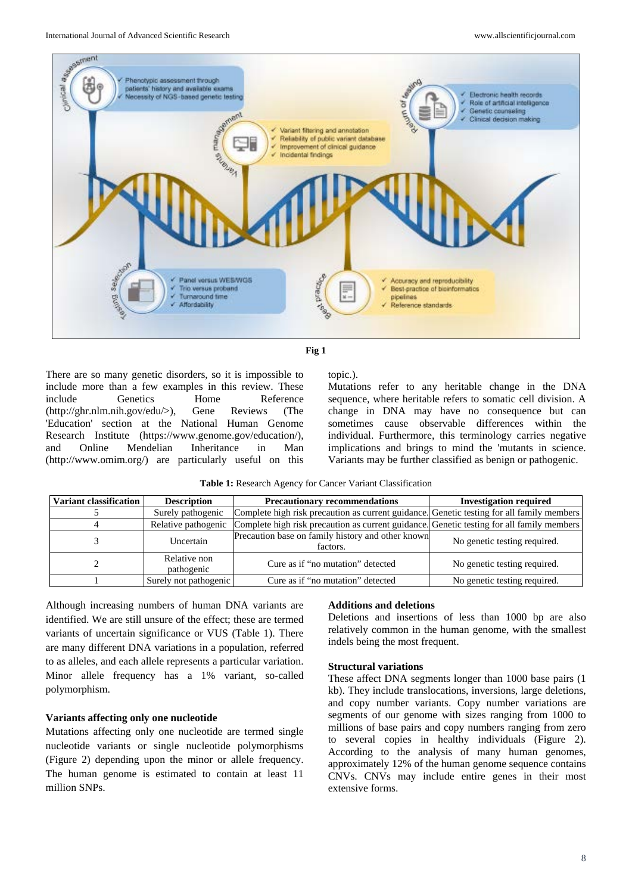Fig 1

There are so many genetic disorders, so it is impossible to include more than a few examples in this review. These include Genetics Home Reference (http://ghr.nlm.nih.gov/edu/>), Gene Reviews (The 'Education' section at the National Human Genome Research Institute (https://www.genome.gov/education/), and Online Mendelian Inheritance in Man (http://www.omim.org/) are particularly useful on this topic.).

Mutations refer to any heritable change in the DNA sequence, where heritable refers to somatic cell division. A change in DNA may have no consequence but can sometimes cause observable differences within the individual. Furthermore, this terminology carries negative implications and brings to mind the 'mutants in science. Variants may be further classified as benign or pathogenic.

**Table 1:** Research Agency for Cancer Variant Classification

| Variant classification | Description | Precautionary recommendations | Investigation required |
|---|---|---|---|
| 5 | Surely pathogenic | Complete high risk precaution as current guidance. | Genetic testing for all family members |
| 4 | Relative pathogenic | Complete high risk precaution as current guidance. | Genetic testing for all family members |
| 3 | Uncertain | Precaution base on family history and other known factors. | No genetic testing required. |
| 2 | Relative non pathogenic | Cure as if "no mutation" detected | No genetic testing required. |
| 1 | Surely not pathogenic | Cure as if "no mutation" detected | No genetic testing required. |

Although increasing numbers of human DNA variants are identified. We are still unsure of the effect; these are termed variants of uncertain significance or VUS (Table 1). There are many different DNA variations in a population, referred to as alleles, and each allele represents a particular variation. Minor allele frequency has a 1% variant, so-called polymorphism.

### Variants affecting only one nucleotide

Mutations affecting only one nucleotide are termed single nucleotide variants or single nucleotide polymorphisms (Figure 2) depending upon the minor or allele frequency. The human genome is estimated to contain at least 11 million SNPs.

### Additions and deletions

Deletions and insertions of less than 1000 bp are also relatively common in the human genome, with the smallest indels being the most frequent.

### Structural variations

These affect DNA segments longer than 1000 base pairs (1 kb). They include translocations, inversions, large deletions, and copy number variants. Copy number variations are segments of our genome with sizes ranging from 1000 to millions of base pairs and copy numbers ranging from zero to several copies in healthy individuals (Figure 2). According to the analysis of many human genomes, approximately 12% of the human genome sequence contains CNVs. CNVs may include entire genes in their most extensive forms.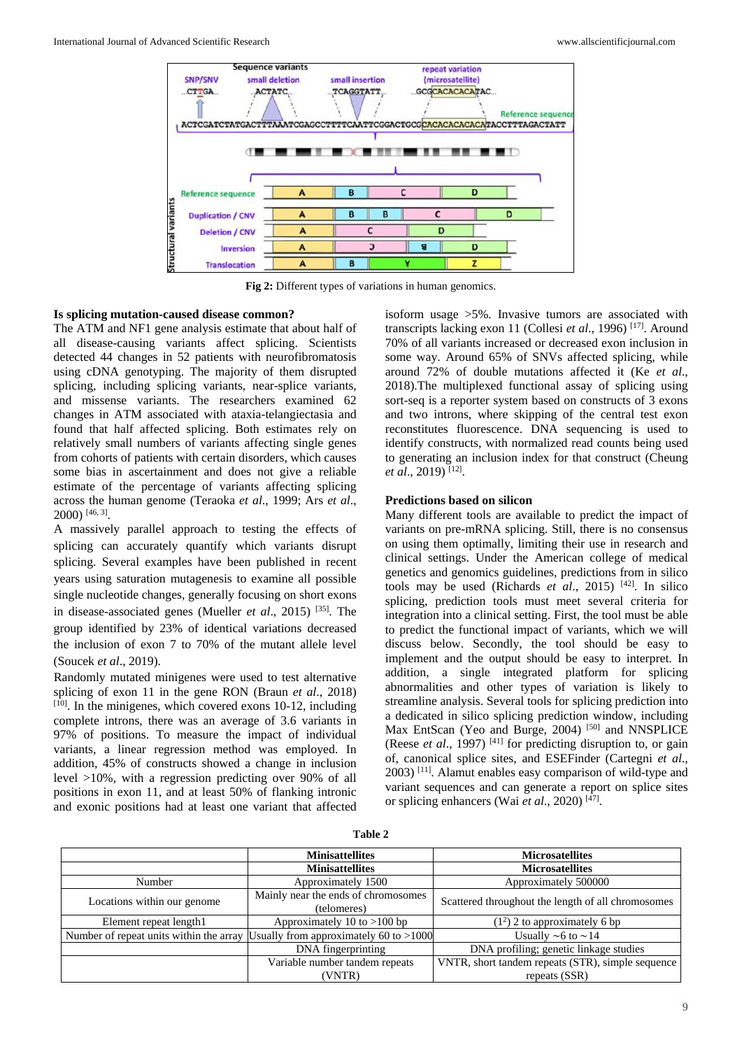Fig 2: Different types of variations in human genomics.

**Is splicing mutation-caused disease common?**

The ATM and NF1 gene analysis estimate that about half of all disease-causing variants affect splicing. Scientists detected 44 changes in 52 patients with neurofibromatosis using cDNA genotyping. The majority of them disrupted splicing, including splicing variants, near-splice variants, and missense variants. The researchers examined 62 changes in ATM associated with ataxia-telangiectasia and found that half affected splicing. Both estimates rely on relatively small numbers of variants affecting single genes from cohorts of patients with certain disorders, which causes some bias in ascertainment and does not give a reliable estimate of the percentage of variants affecting splicing across the human genome (Teraoka *et al*., 1999; Ars *et al*., 2000) [46, 3].

A massively parallel approach to testing the effects of splicing can accurately quantify which variants disrupt splicing. Several examples have been published in recent years using saturation mutagenesis to examine all possible single nucleotide changes, generally focusing on short exons in disease-associated genes (Mueller *et al*., 2015) [35]. The group identified by 23% of identical variations decreased the inclusion of exon 7 to 70% of the mutant allele level (Soucek *et al*., 2019).

Randomly mutated minigenes were used to test alternative splicing of exon 11 in the gene RON (Braun *et al*., 2018) [10]. In the minigenes, which covered exons 10-12, including complete introns, there was an average of 3.6 variants in 97% of positions. To measure the impact of individual variants, a linear regression method was employed. In addition, 45% of constructs showed a change in inclusion level >10%, with a regression predicting over 90% of all positions in exon 11, and at least 50% of flanking intronic and exonic positions had at least one variant that affected isoform usage >5%. Invasive tumors are associated with transcripts lacking exon 11 (Collesi *et al*., 1996) [17]. Around 70% of all variants increased or decreased exon inclusion in some way. Around 65% of SNVs affected splicing, while around 72% of double mutations affected it (Ke *et al*., 2018).The multiplexed functional assay of splicing using sort-seq is a reporter system based on constructs of 3 exons and two introns, where skipping of the central test exon reconstitutes fluorescence. DNA sequencing is used to identify constructs, with normalized read counts being used to generating an inclusion index for that construct (Cheung *et al*., 2019) [12].

**Predictions based on silicon**

Many different tools are available to predict the impact of variants on pre-mRNA splicing. Still, there is no consensus on using them optimally, limiting their use in research and clinical settings. Under the American college of medical genetics and genomics guidelines, predictions from in silico tools may be used (Richards *et al*., 2015) [42]. In silico splicing, prediction tools must meet several criteria for integration into a clinical setting. First, the tool must be able to predict the functional impact of variants, which we will discuss below. Secondly, the tool should be easy to implement and the output should be easy to interpret. In addition, a single integrated platform for splicing abnormalities and other types of variation is likely to streamline analysis. Several tools for splicing prediction into a dedicated in silico splicing prediction window, including Max EntScan (Yeo and Burge, 2004) [50] and NNSPLICE (Reese *et al*., 1997) [41] for predicting disruption to, or gain of, canonical splice sites, and ESEFinder (Cartegni *et al*., 2003) [11]. Alamut enables easy comparison of wild-type and variant sequences and can generate a report on splice sites or splicing enhancers (Wai *et al*., 2020) [47].

**Table 2**

| | Minisattellites | Microsatellites |
|---|---|---|
| | **Minisattellites** | **Microsatellites** |
| Number | Approximately 1500 | Approximately 500000 |
| Locations within our genome | Mainly near the ends of chromosomes (telomeres) | Scattered throughout the length of all chromosomes |
| Element repeat length1 | Approximately 10 to >100 bp | ($1^2$) 2 to approximately 6 bp |
| Number of repeat units within the array | Usually from approximately 60 to >1000 | Usually ~6 to ~14 |
| | DNA fingerprinting | DNA profiling; genetic linkage studies |
| | Variable number tandem repeats (VNTR) | VNTR, short tandem repeats (STR), simple sequence repeats (SSR) |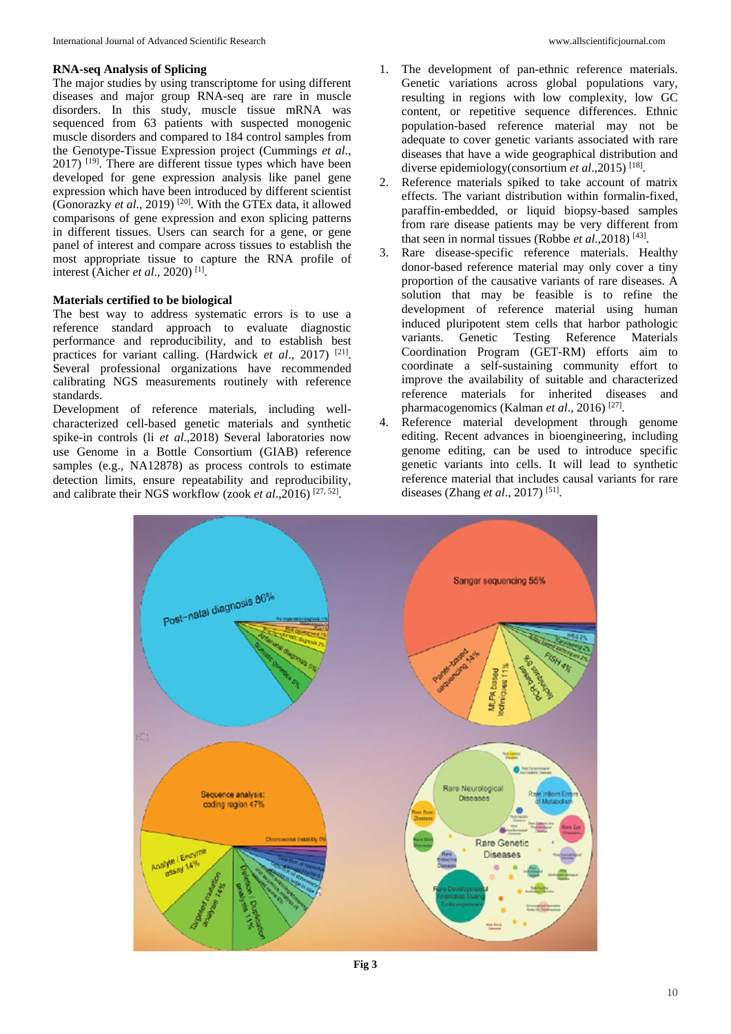### RNA-seq Analysis of Splicing

The major studies by using transcriptome for using different diseases and major group RNA-seq are rare in muscle disorders. In this study, muscle tissue mRNA was sequenced from 63 patients with suspected monogenic muscle disorders and compared to 184 control samples from the Genotype-Tissue Expression project (Cummings *et al*., 2017) [19]. There are different tissue types which have been developed for gene expression analysis like panel gene expression which have been introduced by different scientist (Gonorazky *et al*., 2019) [20]. With the GTEx data, it allowed comparisons of gene expression and exon splicing patterns in different tissues. Users can search for a gene, or gene panel of interest and compare across tissues to establish the most appropriate tissue to capture the RNA profile of interest (Aicher *et al*., 2020) [1].

### Materials certified to be biological

The best way to address systematic errors is to use a reference standard approach to evaluate diagnostic performance and reproducibility, and to establish best practices for variant calling. (Hardwick *et al*., 2017) [21]. Several professional organizations have recommended calibrating NGS measurements routinely with reference standards.

Development of reference materials, including well-characterized cell-based genetic materials and synthetic spike-in controls (li *et al*.,2018) Several laboratories now use Genome in a Bottle Consortium (GIAB) reference samples (e.g., NA12878) as process controls to estimate detection limits, ensure repeatability and reproducibility, and calibrate their NGS workflow (zook *et al*.,2016) [27, 52].

1. The development of pan-ethnic reference materials. Genetic variations across global populations vary, resulting in regions with low complexity, low GC content, or repetitive sequence differences. Ethnic population-based reference material may not be adequate to cover genetic variants associated with rare diseases that have a wide geographical distribution and diverse epidemiology(consortium *et al*.,2015) [18].
2. Reference materials spiked to take account of matrix effects. The variant distribution within formalin-fixed, paraffin-embedded, or liquid biopsy-based samples from rare disease patients may be very different from that seen in normal tissues (Robbe *et al*.,2018) [43].
3. Rare disease-specific reference materials. Healthy donor-based reference material may only cover a tiny proportion of the causative variants of rare diseases. A solution that may be feasible is to refine the development of reference material using human induced pluripotent stem cells that harbor pathologic variants. Genetic Testing Reference Materials Coordination Program (GET-RM) efforts aim to coordinate a self-sustaining community effort to improve the availability of suitable and characterized reference materials for inherited diseases and pharmacogenomics (Kalman *et al*., 2016) [27].
4. Reference material development through genome editing. Recent advances in bioengineering, including genome editing, can be used to introduce specific genetic variants into cells. It will lead to synthetic reference material that includes causal variants for rare diseases (Zhang *et al*., 2017) [51].

**Fig 3**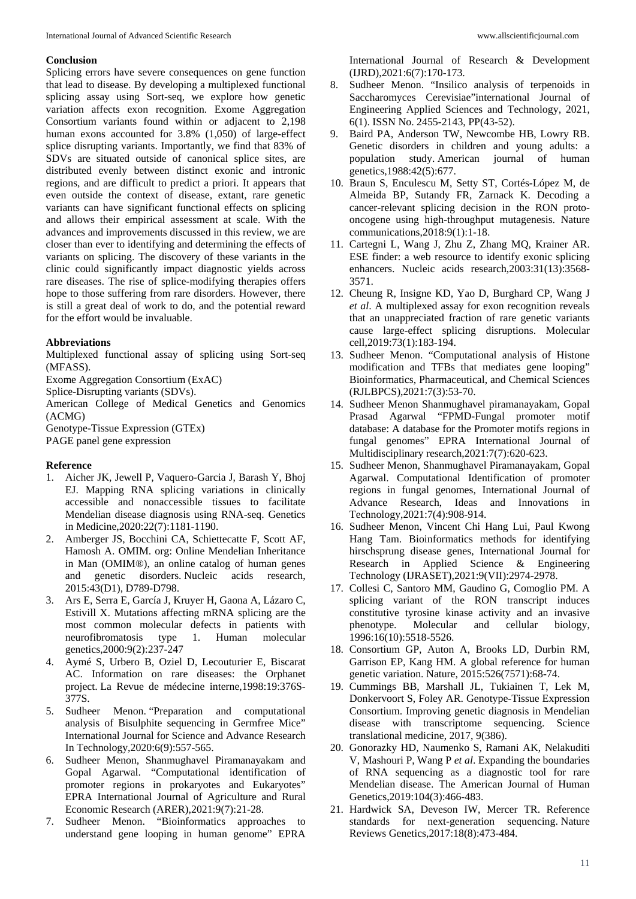## Conclusion

Splicing errors have severe consequences on gene function that lead to disease. By developing a multiplexed functional splicing assay using Sort-seq, we explore how genetic variation affects exon recognition. Exome Aggregation Consortium variants found within or adjacent to 2,198 human exons accounted for 3.8% (1,050) of large-effect splice disrupting variants. Importantly, we find that 83% of SDVs are situated outside of canonical splice sites, are distributed evenly between distinct exonic and intronic regions, and are difficult to predict a priori. It appears that even outside the context of disease, extant, rare genetic variants can have significant functional effects on splicing and allows their empirical assessment at scale. With the advances and improvements discussed in this review, we are closer than ever to identifying and determining the effects of variants on splicing. The discovery of these variants in the clinic could significantly impact diagnostic yields across rare diseases. The rise of splice-modifying therapies offers hope to those suffering from rare disorders. However, there is still a great deal of work to do, and the potential reward for the effort would be invaluable.

## Abbreviations

Multiplexed functional assay of splicing using Sort-seq (MFASS).
Exome Aggregation Consortium (ExAC)
Splice-Disrupting variants (SDVs).
American College of Medical Genetics and Genomics (ACMG)
Genotype-Tissue Expression (GTEx)
PAGE panel gene expression

## Reference

1. Aicher JK, Jewell P, Vaquero-Garcia J, Barash Y, Bhoj EJ. Mapping RNA splicing variations in clinically accessible and nonaccessible tissues to facilitate Mendelian disease diagnosis using RNA-seq. Genetics in Medicine,2020:22(7):1181-1190.
2. Amberger JS, Bocchini CA, Schiettecatte F, Scott AF, Hamosh A. OMIM. org: Online Mendelian Inheritance in Man (OMIM®), an online catalog of human genes and genetic disorders. Nucleic acids research, 2015:43(D1), D789-D798.
3. Ars E, Serra E, García J, Kruyer H, Gaona A, Lázaro C, Estivill X. Mutations affecting mRNA splicing are the most common molecular defects in patients with neurofibromatosis type 1. Human molecular genetics,2000:9(2):237-247
4. Aymé S, Urbero B, Oziel D, Lecouturier E, Biscarat AC. Information on rare diseases: the Orphanet project. La Revue de médecine interne,1998:19:376S-377S.
5. Sudheer Menon. "Preparation and computational analysis of Bisulphite sequencing in Germfree Mice" International Journal for Science and Advance Research In Technology,2020:6(9):557-565.
6. Sudheer Menon, Shanmughavel Piramanayakam and Gopal Agarwal. "Computational identification of promoter regions in prokaryotes and Eukaryotes" EPRA International Journal of Agriculture and Rural Economic Research (ARER),2021:9(7):21-28.
7. Sudheer Menon. "Bioinformatics approaches to understand gene looping in human genome" EPRA International Journal of Research & Development (IJRD),2021:6(7):170-173.
8. Sudheer Menon. "Insilico analysis of terpenoids in Saccharomyces Cerevisiae"international Journal of Engineering Applied Sciences and Technology, 2021, 6(1). ISSN No. 2455-2143, PP(43-52).
9. Baird PA, Anderson TW, Newcombe HB, Lowry RB. Genetic disorders in children and young adults: a population study. American journal of human genetics,1988:42(5):677.
10. Braun S, Enculescu M, Setty ST, Cortés-López M, de Almeida BP, Sutandy FR, Zarnack K. Decoding a cancer-relevant splicing decision in the RON proto-oncogene using high-throughput mutagenesis. Nature communications,2018:9(1):1-18.
11. Cartegni L, Wang J, Zhu Z, Zhang MQ, Krainer AR. ESE finder: a web resource to identify exonic splicing enhancers. Nucleic acids research,2003:31(13):3568-3571.
12. Cheung R, Insigne KD, Yao D, Burghard CP, Wang J *et al*. A multiplexed assay for exon recognition reveals that an unappreciated fraction of rare genetic variants cause large-effect splicing disruptions. Molecular cell,2019:73(1):183-194.
13. Sudheer Menon. "Computational analysis of Histone modification and TFBs that mediates gene looping" Bioinformatics, Pharmaceutical, and Chemical Sciences (RJLBPCS),2021:7(3):53-70.
14. Sudheer Menon Shanmughavel piramanayakam, Gopal Prasad Agarwal "FPMD-Fungal promoter motif database: A database for the Promoter motifs regions in fungal genomes" EPRA International Journal of Multidisciplinary research,2021:7(7):620-623.
15. Sudheer Menon, Shanmughavel Piramanayakam, Gopal Agarwal. Computational Identification of promoter regions in fungal genomes, International Journal of Advance Research, Ideas and Innovations in Technology,2021:7(4):908-914.
16. Sudheer Menon, Vincent Chi Hang Lui, Paul Kwong Hang Tam. Bioinformatics methods for identifying hirschsprung disease genes, International Journal for Research in Applied Science & Engineering Technology (IJRASET),2021:9(VII):2974-2978.
17. Collesi C, Santoro MM, Gaudino G, Comoglio PM. A splicing variant of the RON transcript induces constitutive tyrosine kinase activity and an invasive phenotype. Molecular and cellular biology, 1996:16(10):5518-5526.
18. Consortium GP, Auton A, Brooks LD, Durbin RM, Garrison EP, Kang HM. A global reference for human genetic variation. Nature, 2015:526(7571):68-74.
19. Cummings BB, Marshall JL, Tukiainen T, Lek M, Donkervoort S, Foley AR. Genotype-Tissue Expression Consortium. Improving genetic diagnosis in Mendelian disease with transcriptome sequencing. Science translational medicine, 2017, 9(386).
20. Gonorazky HD, Naumenko S, Ramani AK, Nelakuditi V, Mashouri P, Wang P *et al*. Expanding the boundaries of RNA sequencing as a diagnostic tool for rare Mendelian disease. The American Journal of Human Genetics,2019:104(3):466-483.
21. Hardwick SA, Deveson IW, Mercer TR. Reference standards for next-generation sequencing. Nature Reviews Genetics,2017:18(8):473-484.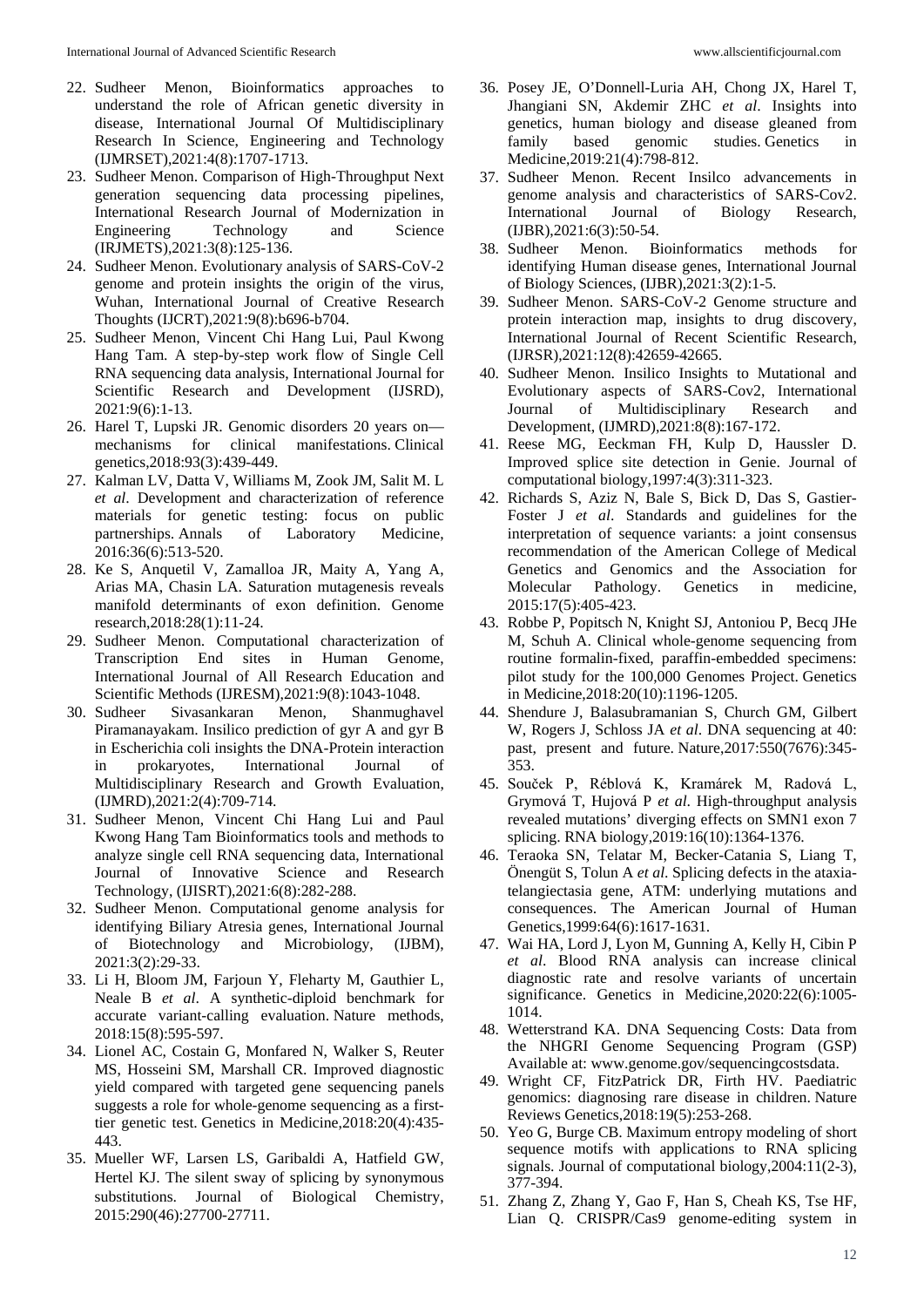22. Sudheer Menon, Bioinformatics approaches to understand the role of African genetic diversity in disease, International Journal Of Multidisciplinary Research In Science, Engineering and Technology (IJMRSET),2021:4(8):1707-1713.
23. Sudheer Menon. Comparison of High-Throughput Next generation sequencing data processing pipelines, International Research Journal of Modernization in Engineering Technology and Science (IRJMETS),2021:3(8):125-136.
24. Sudheer Menon. Evolutionary analysis of SARS-CoV-2 genome and protein insights the origin of the virus, Wuhan, International Journal of Creative Research Thoughts (IJCRT),2021:9(8):b696-b704.
25. Sudheer Menon, Vincent Chi Hang Lui, Paul Kwong Hang Tam. A step-by-step work flow of Single Cell RNA sequencing data analysis, International Journal for Scientific Research and Development (IJSRD), 2021:9(6):1-13.
26. Harel T, Lupski JR. Genomic disorders 20 years on—mechanisms for clinical manifestations. Clinical genetics,2018:93(3):439-449.
27. Kalman LV, Datta V, Williams M, Zook JM, Salit M. L *et al*. Development and characterization of reference materials for genetic testing: focus on public partnerships. Annals of Laboratory Medicine, 2016:36(6):513-520.
28. Ke S, Anquetil V, Zamalloa JR, Maity A, Yang A, Arias MA, Chasin LA. Saturation mutagenesis reveals manifold determinants of exon definition. Genome research,2018:28(1):11-24.
29. Sudheer Menon. Computational characterization of Transcription End sites in Human Genome, International Journal of All Research Education and Scientific Methods (IJRESM),2021:9(8):1043-1048.
30. Sudheer Sivasankaran Menon, Shanmughavel Piramanayakam. Insilico prediction of gyr A and gyr B in Escherichia coli insights the DNA-Protein interaction in prokaryotes, International Journal of Multidisciplinary Research and Growth Evaluation, (IJMRD),2021:2(4):709-714.
31. Sudheer Menon, Vincent Chi Hang Lui and Paul Kwong Hang Tam Bioinformatics tools and methods to analyze single cell RNA sequencing data, International Journal of Innovative Science and Research Technology, (IJISRT),2021:6(8):282-288.
32. Sudheer Menon. Computational genome analysis for identifying Biliary Atresia genes, International Journal of Biotechnology and Microbiology, (IJBM), 2021:3(2):29-33.
33. Li H, Bloom JM, Farjoun Y, Fleharty M, Gauthier L, Neale B *et al*. A synthetic-diploid benchmark for accurate variant-calling evaluation. Nature methods, 2018:15(8):595-597.
34. Lionel AC, Costain G, Monfared N, Walker S, Reuter MS, Hosseini SM, Marshall CR. Improved diagnostic yield compared with targeted gene sequencing panels suggests a role for whole-genome sequencing as a first-tier genetic test. Genetics in Medicine,2018:20(4):435-443.
35. Mueller WF, Larsen LS, Garibaldi A, Hatfield GW, Hertel KJ. The silent sway of splicing by synonymous substitutions. Journal of Biological Chemistry, 2015:290(46):27700-27711.
36. Posey JE, O'Donnell-Luria AH, Chong JX, Harel T, Jhangiani SN, Akdemir ZHC *et al*. Insights into genetics, human biology and disease gleaned from family based genomic studies. Genetics in Medicine,2019:21(4):798-812.
37. Sudheer Menon. Recent Insilco advancements in genome analysis and characteristics of SARS-Cov2. International Journal of Biology Research, (IJBR),2021:6(3):50-54.
38. Sudheer Menon. Bioinformatics methods for identifying Human disease genes, International Journal of Biology Sciences, (IJBR),2021:3(2):1-5.
39. Sudheer Menon. SARS-CoV-2 Genome structure and protein interaction map, insights to drug discovery, International Journal of Recent Scientific Research, (IJRSR),2021:12(8):42659-42665.
40. Sudheer Menon. Insilico Insights to Mutational and Evolutionary aspects of SARS-Cov2, International Journal of Multidisciplinary Research and Development, (IJMRD),2021:8(8):167-172.
41. Reese MG, Eeckman FH, Kulp D, Haussler D. Improved splice site detection in Genie. Journal of computational biology,1997:4(3):311-323.
42. Richards S, Aziz N, Bale S, Bick D, Das S, Gastier-Foster J *et al*. Standards and guidelines for the interpretation of sequence variants: a joint consensus recommendation of the American College of Medical Genetics and Genomics and the Association for Molecular Pathology. Genetics in medicine, 2015:17(5):405-423.
43. Robbe P, Popitsch N, Knight SJ, Antoniou P, Becq JHe M, Schuh A. Clinical whole-genome sequencing from routine formalin-fixed, paraffin-embedded specimens: pilot study for the 100,000 Genomes Project. Genetics in Medicine,2018:20(10):1196-1205.
44. Shendure J, Balasubramanian S, Church GM, Gilbert W, Rogers J, Schloss JA *et al*. DNA sequencing at 40: past, present and future. Nature,2017:550(7676):345-353.
45. Souček P, Réblová K, Kramárek M, Radová L, Grymová T, Hujová P *et al*. High-throughput analysis revealed mutations' diverging effects on SMN1 exon 7 splicing. RNA biology,2019:16(10):1364-1376.
46. Teraoka SN, Telatar M, Becker-Catania S, Liang T, Önengüt S, Tolun A *et al*. Splicing defects in the ataxia-telangiectasia gene, ATM: underlying mutations and consequences. The American Journal of Human Genetics,1999:64(6):1617-1631.
47. Wai HA, Lord J, Lyon M, Gunning A, Kelly H, Cibin P *et al*. Blood RNA analysis can increase clinical diagnostic rate and resolve variants of uncertain significance. Genetics in Medicine,2020:22(6):1005-1014.
48. Wetterstrand KA. DNA Sequencing Costs: Data from the NHGRI Genome Sequencing Program (GSP) Available at: www.genome.gov/sequencingcostsdata.
49. Wright CF, FitzPatrick DR, Firth HV. Paediatric genomics: diagnosing rare disease in children. Nature Reviews Genetics,2018:19(5):253-268.
50. Yeo G, Burge CB. Maximum entropy modeling of short sequence motifs with applications to RNA splicing signals. Journal of computational biology,2004:11(2-3), 377-394.
51. Zhang Z, Zhang Y, Gao F, Han S, Cheah KS, Tse HF, Lian Q. CRISPR/Cas9 genome-editing system in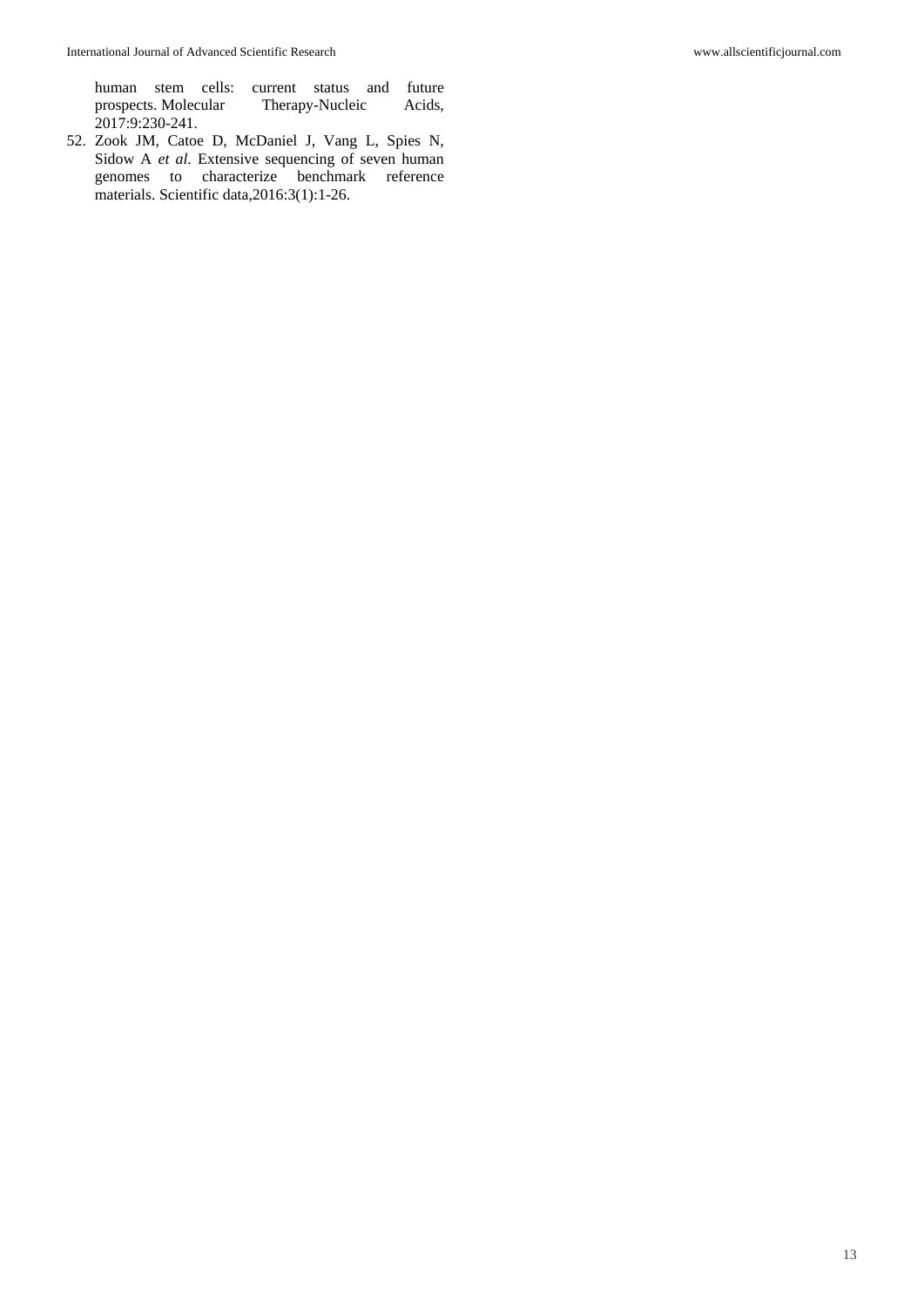human stem cells: current status and future prospects. Molecular Therapy-Nucleic Acids, 2017:9:230-241.

52. Zook JM, Catoe D, McDaniel J, Vang L, Spies N, Sidow A *et al.* Extensive sequencing of seven human genomes to characterize benchmark reference materials. Scientific data,2016:3(1):1-26.